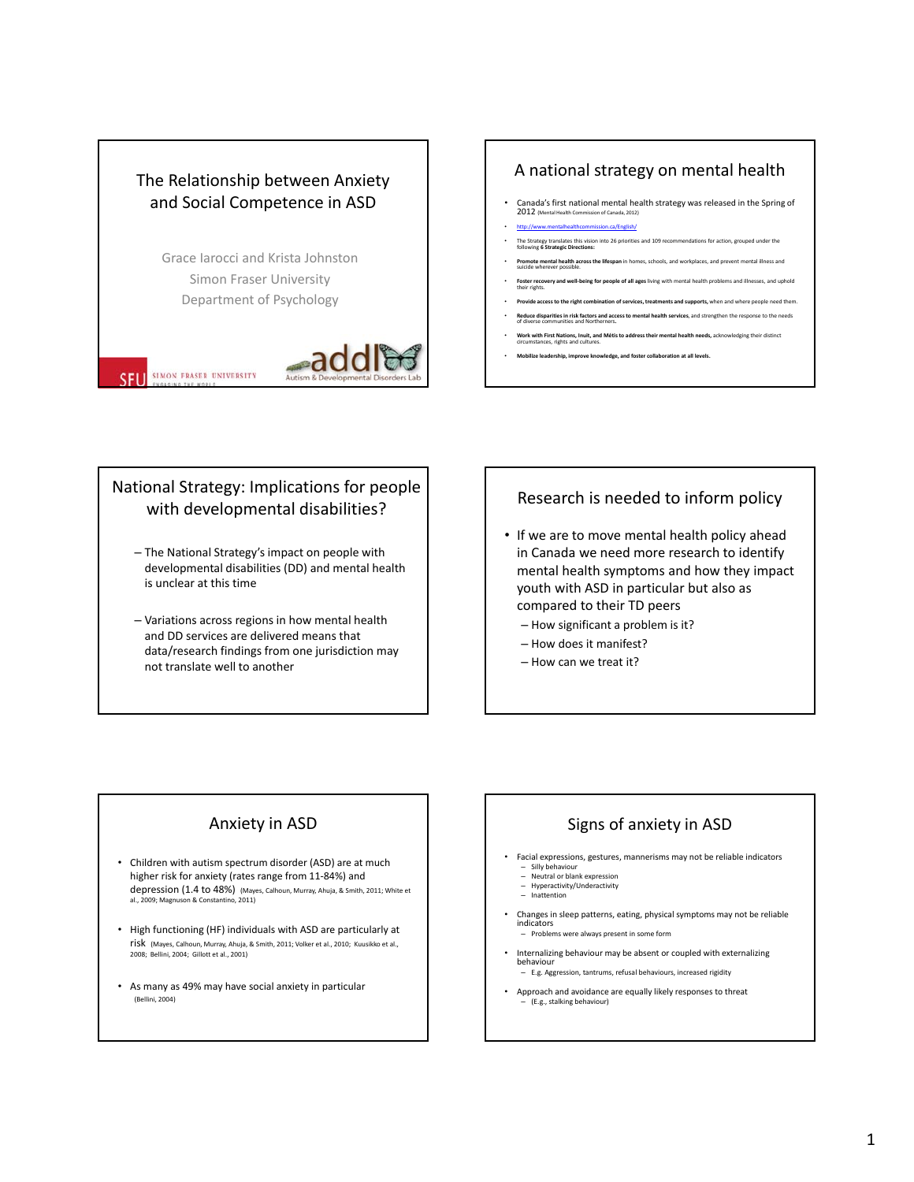## The Relationship between Anxiety and Social Competence in ASD

Grace Iarocci and Krista Johnston
Simon Fraser University
Department of Psychology

SFU SIMON FRASER UNIVERSITY ENGAGING THE WORLD

addl Autism & Developmental Disorders Lab

## A national strategy on mental health

- Canada's first national mental health strategy was released in the Spring of 2012 (Mental Health Commission of Canada, 2012)
- http://www.mentalhealthcommission.ca/English/
- The Strategy translates this vision into 26 priorities and 109 recommendations for action, grouped under the following **6 Strategic Directions:**
- **Promote mental health across the lifespan** in homes, schools, and workplaces, and prevent mental illness and suicide wherever possible.
- **Foster recovery and well-being for people of all ages** living with mental health problems and illnesses, and uphold their rights.
- **Provide access to the right combination of services, treatments and supports,** when and where people need them.
- **Reduce disparities in risk factors and access to mental health services**, and strengthen the response to the needs of diverse communities and Northerners.
- **Work with First Nations, Inuit, and Métis to address their mental health needs,** acknowledging their distinct circumstances, rights and cultures.
- **Mobilize leadership, improve knowledge, and foster collaboration at all levels.**

## National Strategy: Implications for people with developmental disabilities?

- The National Strategy's impact on people with developmental disabilities (DD) and mental health is unclear at this time
- Variations across regions in how mental health and DD services are delivered means that data/research findings from one jurisdiction may not translate well to another

## Research is needed to inform policy

- If we are to move mental health policy ahead in Canada we need more research to identify mental health symptoms and how they impact youth with ASD in particular but also as compared to their TD peers
  - How significant a problem is it?
  - How does it manifest?
  - How can we treat it?

## Anxiety in ASD

- Children with autism spectrum disorder (ASD) are at much higher risk for anxiety (rates range from 11-84%) and depression (1.4 to 48%) (Mayes, Calhoun, Murray, Ahuja, & Smith, 2011; White et al., 2009; Magnuson & Constantino, 2011)
- High functioning (HF) individuals with ASD are particularly at risk (Mayes, Calhoun, Murray, Ahuja, & Smith, 2011; Volker et al., 2010; Kuusikko et al., 2008; Bellini, 2004; Gillott et al., 2001)
- As many as 49% may have social anxiety in particular (Bellini, 2004)

## Signs of anxiety in ASD

- Facial expressions, gestures, mannerisms may not be reliable indicators
  - Silly behaviour
  - Neutral or blank expression
  - Hyperactivity/Underactivity
  - Inattention
- Changes in sleep patterns, eating, physical symptoms may not be reliable indicators
  - Problems were always present in some form
- Internalizing behaviour may be absent or coupled with externalizing behaviour
  - E.g. Aggression, tantrums, refusal behaviours, increased rigidity
- Approach and avoidance are equally likely responses to threat
  - (E.g., stalking behaviour)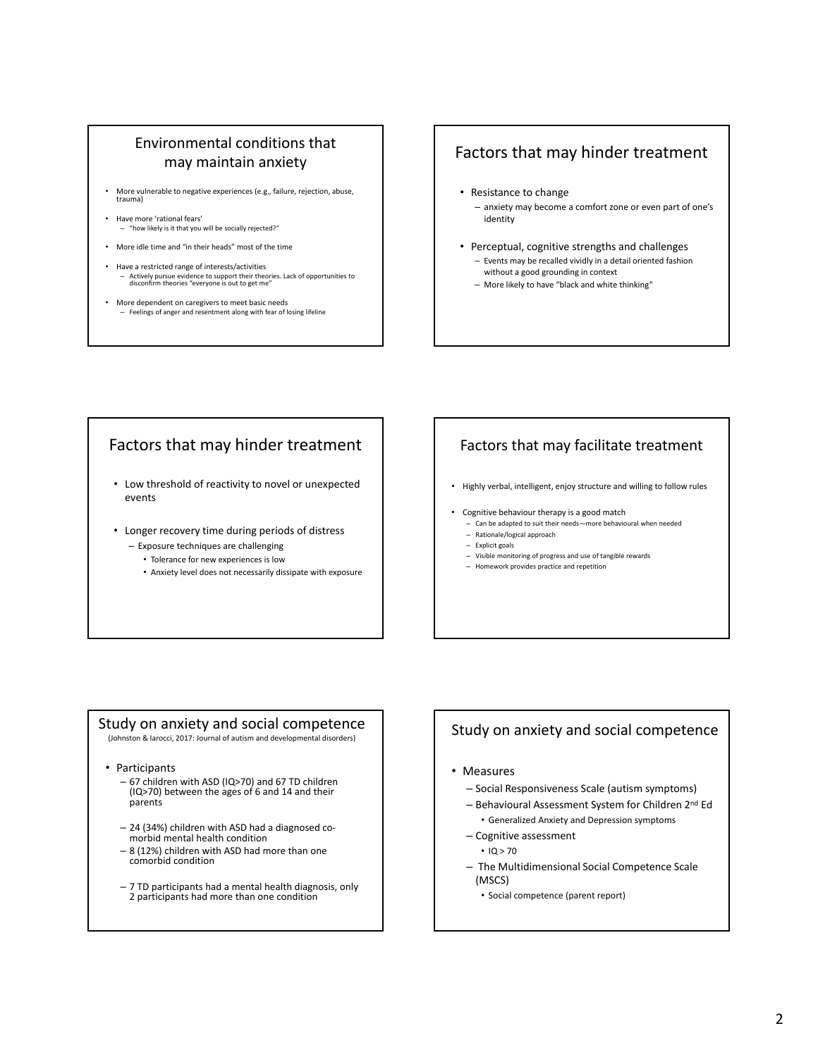## Environmental conditions that may maintain anxiety

- More vulnerable to negative experiences (e.g., failure, rejection, abuse, trauma)
- Have more 'rational fears'
  - "how likely is it that you will be socially rejected?"
- More idle time and "in their heads" most of the time
- Have a restricted range of interests/activities
  - Actively pursue evidence to support their theories. Lack of opportunities to disconfirm theories "everyone is out to get me"
- More dependent on caregivers to meet basic needs
  - Feelings of anger and resentment along with fear of losing lifeline

## Factors that may hinder treatment

- Resistance to change
  - anxiety may become a comfort zone or even part of one's identity
- Perceptual, cognitive strengths and challenges
  - Events may be recalled vividly in a detail oriented fashion without a good grounding in context
  - More likely to have "black and white thinking"

## Factors that may hinder treatment

- Low threshold of reactivity to novel or unexpected events
- Longer recovery time during periods of distress
  - Exposure techniques are challenging
    - Tolerance for new experiences is low
    - Anxiety level does not necessarily dissipate with exposure

## Factors that may facilitate treatment

- Highly verbal, intelligent, enjoy structure and willing to follow rules
- Cognitive behaviour therapy is a good match
  - Can be adapted to suit their needs—more behavioural when needed
  - Rationale/logical approach
  - Explicit goals
  - Visible monitoring of progress and use of tangible rewards
  - Homework provides practice and repetition

## Study on anxiety and social competence

(Johnston & Iarocci, 2017: Journal of autism and developmental disorders)

- Participants
  - 67 children with ASD (IQ>70) and 67 TD children (IQ>70) between the ages of 6 and 14 and their parents
  - 24 (34%) children with ASD had a diagnosed co-morbid mental health condition
  - 8 (12%) children with ASD had more than one comorbid condition
  - 7 TD participants had a mental health diagnosis, only 2 participants had more than one condition

## Study on anxiety and social competence

- Measures
  - Social Responsiveness Scale (autism symptoms)
  - Behavioural Assessment System for Children 2nd Ed
    - Generalized Anxiety and Depression symptoms
  - Cognitive assessment
    - IQ > 70
  - The Multidimensional Social Competence Scale (MSCS)
    - Social competence (parent report)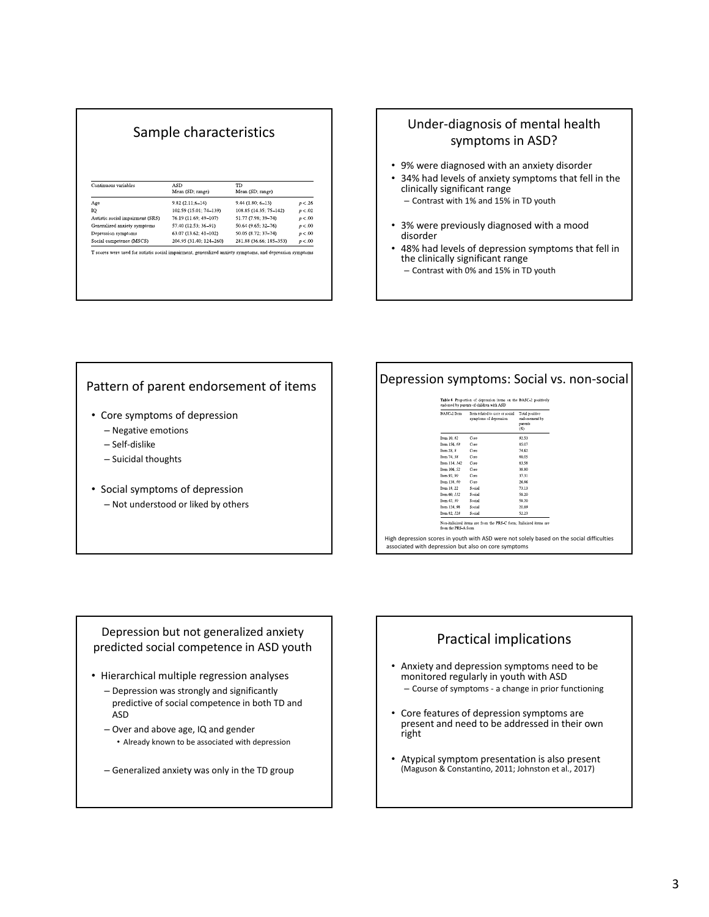## Sample characteristics

| Continuous variables | ASD Mean (SD; range) | TD Mean (SD; range) | |
|---|---|---|---|
| Age | 9.82 (2.11;6–14) | 9.44 (1.80; 6–13) | $p < .26$ |
| IQ | 102.59 (15.01; 74–139) | 108.85 (14.35; 75–142) | $p < .02$ |
| Autistic social impairment (SRS) | 76.19 (11.69; 49–107) | 51.77 (7.98; 39–74) | $p < .00$ |
| Generalized anxiety symptoms | 57.40 (12.53; 36–91) | 50.64 (9.65; 32–76) | $p < .00$ |
| Depression symptoms | 63.07 (13.62; 41–102) | 50.05 (8.72; 37–74) | $p < .00$ |
| Social competence (MSCS) | 204.95 (31.40; 124–260) | 281.88 (36.66; 185–353) | $p < .00$ |

T scores were used for autistic social impairment, generalized anxiety symptoms, and depression symptoms

## Under-diagnosis of mental health symptoms in ASD?

- 9% were diagnosed with an anxiety disorder
- 34% had levels of anxiety symptoms that fell in the clinically significant range
  - Contrast with 1% and 15% in TD youth
- 3% were previously diagnosed with a mood disorder
- 48% had levels of depression symptoms that fell in the clinically significant range
  - Contrast with 0% and 15% in TD youth

## Pattern of parent endorsement of items

- Core symptoms of depression
  - Negative emotions
  - Self-dislike
  - Suicidal thoughts
- Social symptoms of depression
  - Not understood or liked by others

## Depression symptoms: Social vs. non-social

**Table 6** Proportion of depression items on the BASC-2 positively endorsed by parents of children with ASD

| BASC-2 Item | Item related to core or social symptoms of depression | Total positive endorsement by parents (%) |
|---|---|---|
| Item 10, *82* | Core | 92.53 |
| Item 156, *69* | Core | 85.07 |
| Item 28, *8* | Core | 74.62 |
| Item 74, *38* | Core | 98.05 |
| Item 114, *142* | Core | 83.58 |
| Item 106, *52* | Core | 38.80 |
| Item 92, *96* | Core | 37.31 |
| Item 138, *90* | Core | 26.86 |
| Item 18, *22* | Social | 73.13 |
| Item 60, *112* | Social | 56.20 |
| Item 42, *30* | Social | 58.20 |
| Item 124, *98* | Social | 20.89 |
| Item 82, *128* | Social | 52.23 |

Non-italicized items are from the PRS-C form. Italicized items are from the PRS-A form

High depression scores in youth with ASD were not solely based on the social difficulties associated with depression but also on core symptoms

## Depression but not generalized anxiety predicted social competence in ASD youth

- Hierarchical multiple regression analyses
  - Depression was strongly and significantly predictive of social competence in both TD and ASD
  - Over and above age, IQ and gender
    - Already known to be associated with depression
  - Generalized anxiety was only in the TD group

## Practical implications

- Anxiety and depression symptoms need to be monitored regularly in youth with ASD
  - Course of symptoms - a change in prior functioning
- Core features of depression symptoms are present and need to be addressed in their own right
- Atypical symptom presentation is also present (Maguson & Constantino, 2011; Johnston et al., 2017)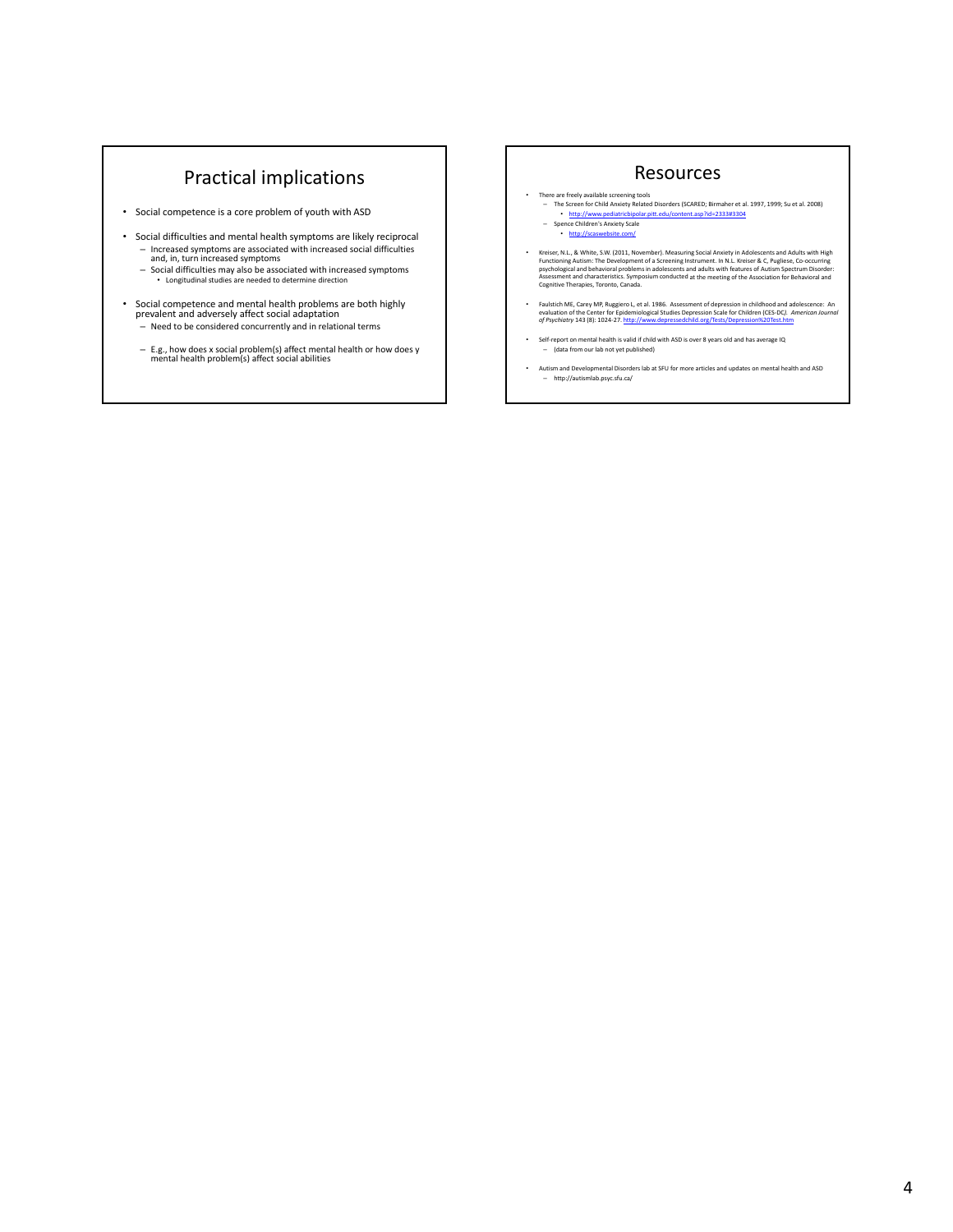## Practical implications

- Social competence is a core problem of youth with ASD
- Social difficulties and mental health symptoms are likely reciprocal
  - Increased symptoms are associated with increased social difficulties and, in, turn increased symptoms
  - Social difficulties may also be associated with increased symptoms
    - Longitudinal studies are needed to determine direction
- Social competence and mental health problems are both highly prevalent and adversely affect social adaptation
  - Need to be considered concurrently and in relational terms
  - E.g., how does x social problem(s) affect mental health or how does y mental health problem(s) affect social abilities

## Resources

- There are freely available screening tools
  - The Screen for Child Anxiety Related Disorders (SCARED; Birmaher et al. 1997, 1999; Su et al. 2008)
    - http://www.pediatricbipolar.pitt.edu/content.asp?id=2333#3304
  - Spence Children's Anxiety Scale
    - http://scaswebsite.com/
- Kreiser, N.L., & White, S.W. (2011, November). Measuring Social Anxiety in Adolescents and Adults with High Functioning Autism: The Development of a Screening Instrument. In N.L. Kreiser & C, Pugliese, Co-occurring psychological and behavioral problems in adolescents and adults with features of Autism Spectrum Disorder: Assessment and characteristics. Symposium conducted at the meeting of the Association for Behavioral and Cognitive Therapies, Toronto, Canada.
- Faulstich ME, Carey MP, Ruggiero L, et al. 1986. Assessment of depression in childhood and adolescence: An evaluation of the Center for Epidemiological Studies Depression Scale for Children (CES-DC). *American Journal of Psychiatry* 143 (8): 1024-27. http://www.depressedchild.org/Tests/Depression%20Test.htm
- Self-report on mental health is valid if child with ASD is over 8 years old and has average IQ
  - (data from our lab not yet published)
- Autism and Developmental Disorders lab at SFU for more articles and updates on mental health and ASD
  - http://autismlab.psyc.sfu.ca/